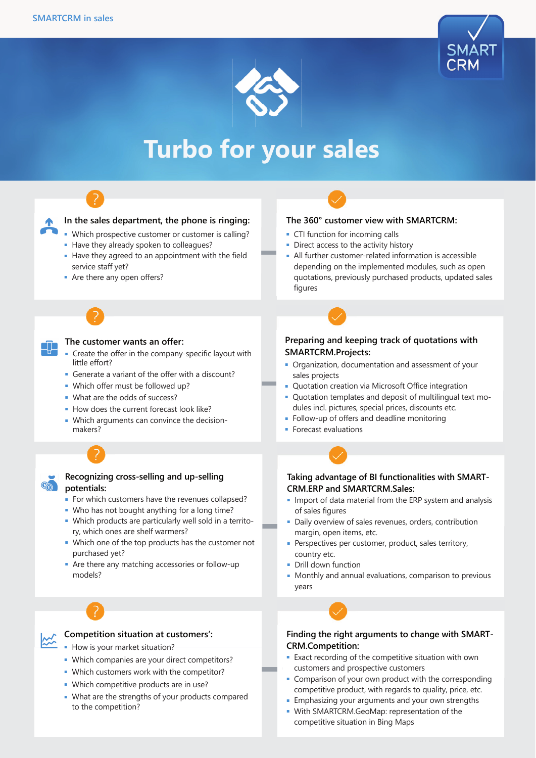SMARTCRM in sales

# Turbo for your sales

### In the sales department, the phone is ringing:

- Which prospective customer or customer is calling?
- Have they already spoken to colleagues?
- Have they agreed to an appointment with the field service staff yet?
- Are there any open offers?

### The 360° customer view with SMARTCRM:

- CTI function for incoming calls
- Direct access to the activity history
- All further customer-related information is accessible depending on the implemented modules, such as open quotations, previously purchased products, updated sales figures

### The customer wants an offer:

- Create the offer in the company-specific layout with little effort?
- Generate a variant of the offer with a discount?
- Which offer must be followed up?
- What are the odds of success?
- How does the current forecast look like?
- Which arguments can convince the decision-makers?

### Preparing and keeping track of quotations with SMARTCRM.Projects:

- Organization, documentation and assessment of your sales projects
- Quotation creation via Microsoft Office integration
- Quotation templates and deposit of multilingual text modules incl. pictures, special prices, discounts etc.
- Follow-up of offers and deadline monitoring
- Forecast evaluations

### Recognizing cross-selling and up-selling potentials:

- For which customers have the revenues collapsed?
- Who has not bought anything for a long time?
- Which products are particularly well sold in a territory, which ones are shelf warmers?
- Which one of the top products has the customer not purchased yet?
- Are there any matching accessories or follow-up models?

### Taking advantage of BI functionalities with SMARTCRM.ERP and SMARTCRM.Sales:

- Import of data material from the ERP system and analysis of sales figures
- Daily overview of sales revenues, orders, contribution margin, open items, etc.
- Perspectives per customer, product, sales territory, country etc.
- Drill down function
- Monthly and annual evaluations, comparison to previous years

### Competition situation at customers':

- How is your market situation?
- Which companies are your direct competitors?
- Which customers work with the competitor?
- Which competitive products are in use?
- What are the strengths of your products compared to the competition?

### Finding the right arguments to change with SMARTCRM.Competition:

- Exact recording of the competitive situation with own customers and prospective customers
- Comparison of your own product with the corresponding competitive product, with regards to quality, price, etc.
- Emphasizing your arguments and your own strengths
- With SMARTCRM.GeoMap: representation of the competitive situation in Bing Maps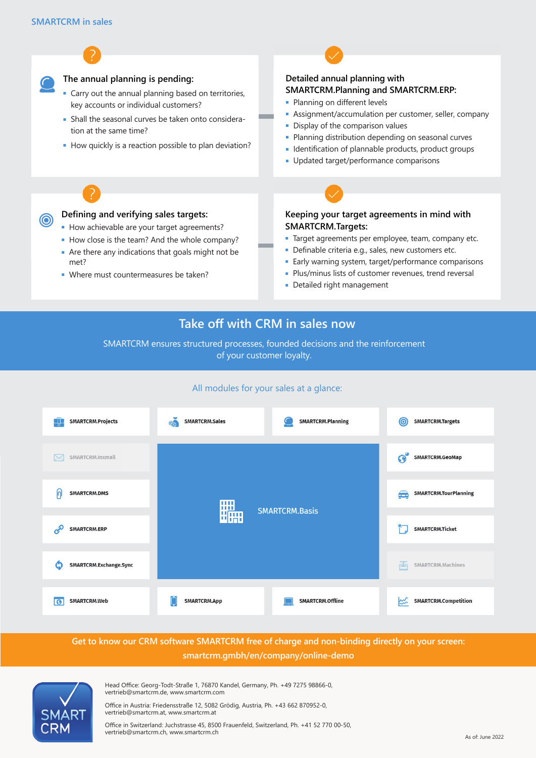SMARTCRM in sales

### The annual planning is pending:

- Carry out the annual planning based on territories, key accounts or individual customers?
- Shall the seasonal curves be taken onto considera-tion at the same time?
- How quickly is a reaction possible to plan deviation?

### Detailed annual planning with SMARTCRM.Planning and SMARTCRM.ERP:

- Planning on different levels
- Assignment/accumulation per customer, seller, company
- Display of the comparison values
- Planning distribution depending on seasonal curves
- Identification of plannable products, product groups
- Updated target/performance comparisons

### Defining and verifying sales targets:

- How achievable are your target agreements?
- How close is the team? And the whole company?
- Are there any indications that goals might not be met?
- Where must countermeasures be taken?

### Keeping your target agreements in mind with SMARTCRM.Targets:

- Target agreements per employee, team, company etc.
- Definable criteria e.g., sales, new customers etc.
- Early warning system, target/performance comparisons
- Plus/minus lists of customer revenues, trend reversal
- Detailed right management

## Take off with CRM in sales now

SMARTCRM ensures structured processes, founded decisions and the reinforcement of your customer loyalty.

All modules for your sales at a glance:

- SMARTCRM.Projects
- SMARTCRM.Sales
- SMARTCRM.Planning
- SMARTCRM.Targets
- SMARTCRM.Inxmail
- SMARTCRM.GeoMap
- SMARTCRM.DMS
- SMARTCRM.Basis
- SMARTCRM.TourPlanning
- SMARTCRM.ERP
- SMARTCRM.Ticket
- SMARTCRM.Exchange.Sync
- SMARTCRM.Machines
- SMARTCRM.Web
- SMARTCRM.App
- SMARTCRM.Offline
- SMARTCRM.Competition

**Get to know our CRM software SMARTCRM free of charge and non-binding directly on your screen:**
**smartcrm.gmbh/en/company/online-demo**

SMART CRM

Head Office: Georg-Todt-Straße 1, 76870 Kandel, Germany, Ph. +49 7275 98866-0, vertrieb@smartcrm.de, www.smartcrm.com

Office in Austria: Friedensstraße 12, 5082 Grödig, Austria, Ph. +43 662 870952-0, vertrieb@smartcrm.at, www.smartcrm.at

Office in Switzerland: Juchstrasse 45, 8500 Frauenfeld, Switzerland, Ph. +41 52 770 00-50, vertrieb@smartcrm.ch, www.smartcrm.ch

As of: June 2022